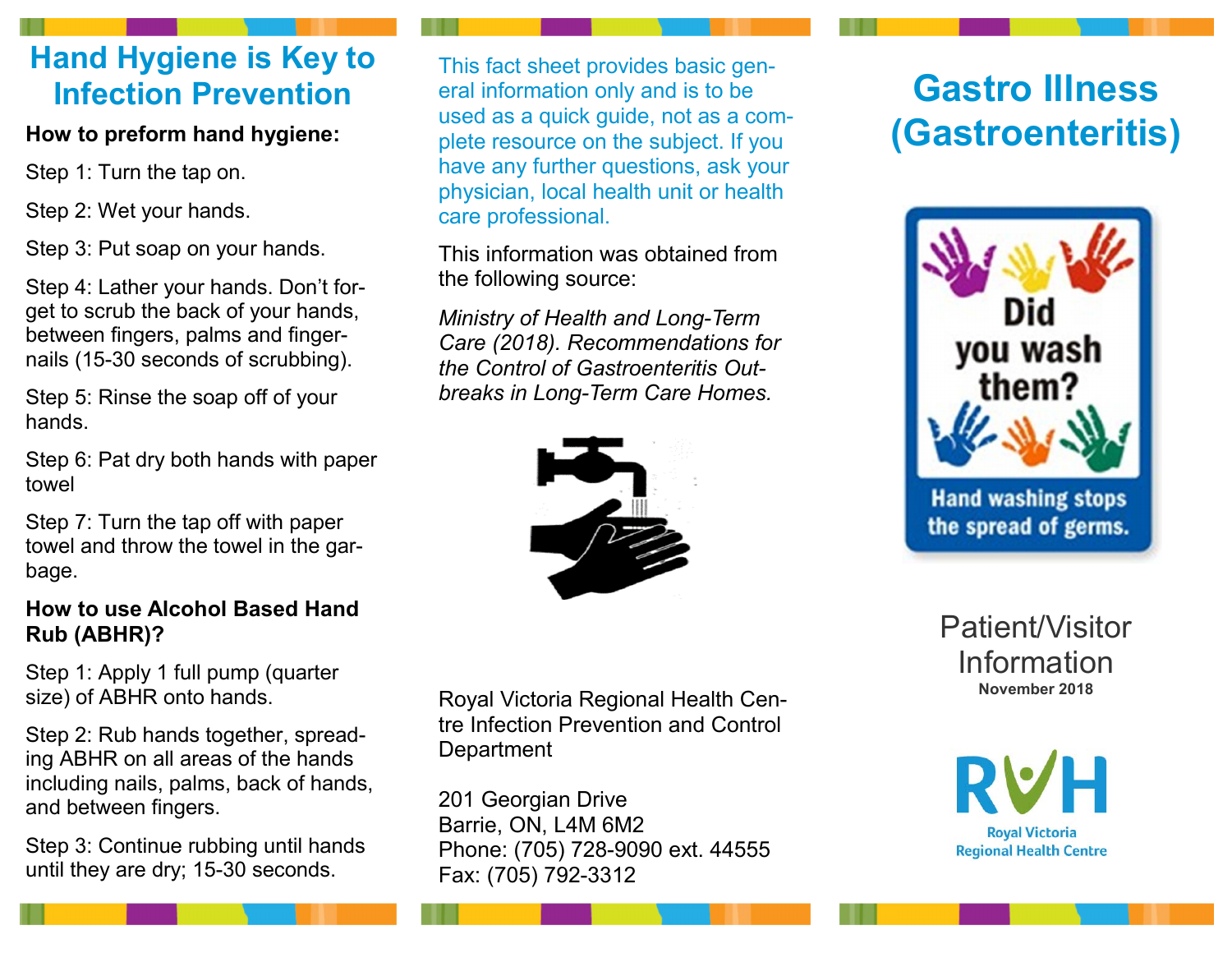# Hand Hygiene is Key to Infection Prevention

**How to preform hand hygiene:**

Step 1: Turn the tap on.

Step 2: Wet your hands.

Step 3: Put soap on your hands.

Step 4: Lather your hands. Don't forget to scrub the back of your hands, between fingers, palms and fingernails (15-30 seconds of scrubbing).

Step 5: Rinse the soap off of your hands.

Step 6: Pat dry both hands with paper towel

Step 7: Turn the tap off with paper towel and throw the towel in the garbage.

**How to use Alcohol Based Hand Rub (ABHR)?**

Step 1: Apply 1 full pump (quarter size) of ABHR onto hands.

Step 2: Rub hands together, spreading ABHR on all areas of the hands including nails, palms, back of hands, and between fingers.

Step 3: Continue rubbing until hands until they are dry; 15-30 seconds.

This fact sheet provides basic general information only and is to be used as a quick guide, not as a complete resource on the subject. If you have any further questions, ask your physician, local health unit or health care professional.

This information was obtained from the following source:

*Ministry of Health and Long-Term Care (2018). Recommendations for the Control of Gastroenteritis Outbreaks in Long-Term Care Homes.*

Royal Victoria Regional Health Centre Infection Prevention and Control Department

201 Georgian Drive
Barrie, ON, L4M 6M2
Phone: (705) 728-9090 ext. 44555
Fax: (705) 792-3312

# Gastro Illness (Gastroenteritis)

Did you wash them?

Hand washing stops the spread of germs.

Patient/Visitor Information

**November 2018**

RVH

Royal Victoria Regional Health Centre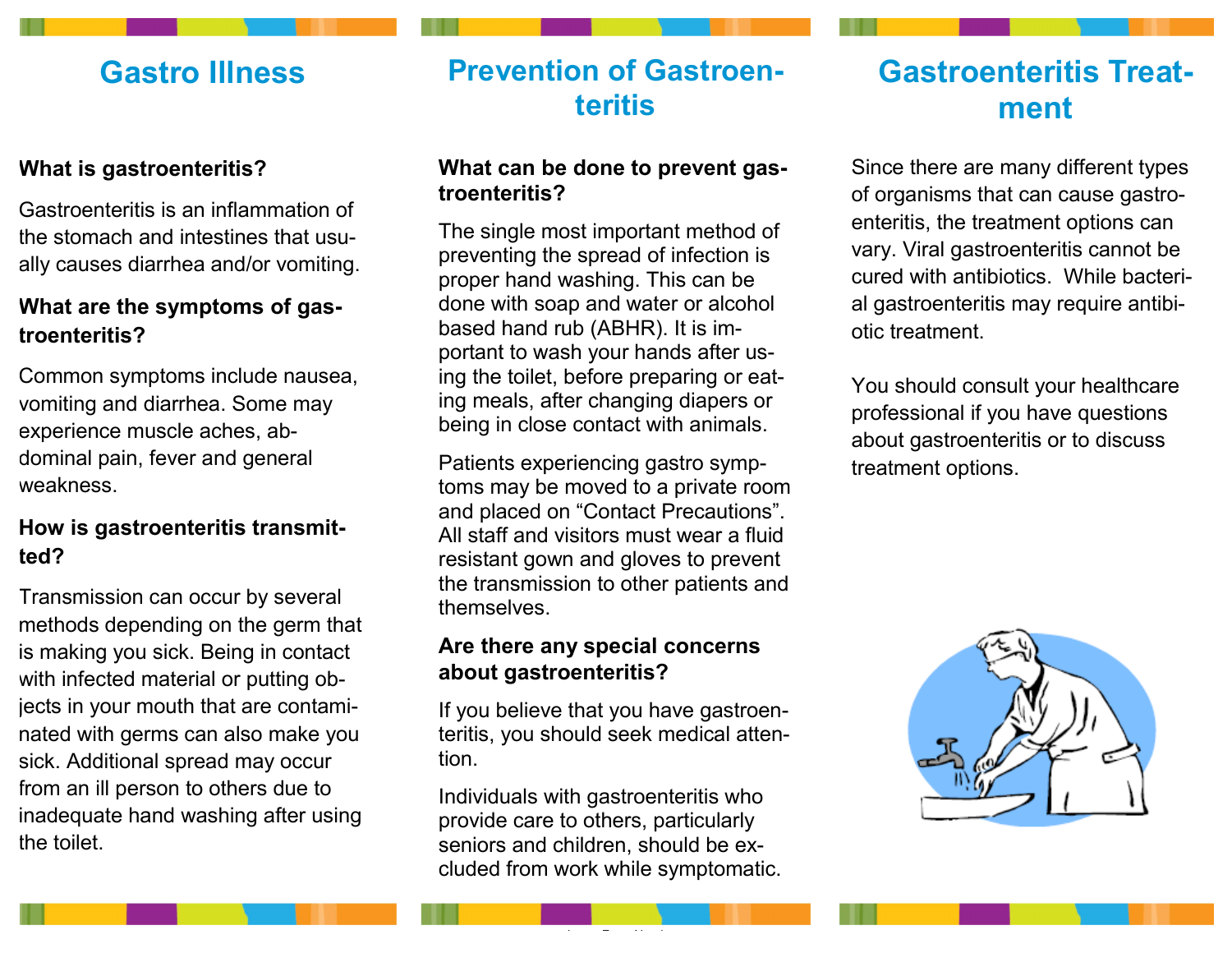# Gastro Illness

**What is gastroenteritis?**

Gastroenteritis is an inflammation of the stomach and intestines that usually causes diarrhea and/or vomiting.

**What are the symptoms of gastroenteritis?**

Common symptoms include nausea, vomiting and diarrhea. Some may experience muscle aches, abdominal pain, fever and general weakness.

**How is gastroenteritis transmitted?**

Transmission can occur by several methods depending on the germ that is making you sick. Being in contact with infected material or putting objects in your mouth that are contaminated with germs can also make you sick. Additional spread may occur from an ill person to others due to inadequate hand washing after using the toilet.

# Prevention of Gastroenteritis

**What can be done to prevent gastroenteritis?**

The single most important method of preventing the spread of infection is proper hand washing. This can be done with soap and water or alcohol based hand rub (ABHR). It is important to wash your hands after using the toilet, before preparing or eating meals, after changing diapers or being in close contact with animals.

Patients experiencing gastro symptoms may be moved to a private room and placed on “Contact Precautions”. All staff and visitors must wear a fluid resistant gown and gloves to prevent the transmission to other patients and themselves.

**Are there any special concerns about gastroenteritis?**

If you believe that you have gastroenteritis, you should seek medical attention.

Individuals with gastroenteritis who provide care to others, particularly seniors and children, should be excluded from work while symptomatic.

# Gastroenteritis Treatment

Since there are many different types of organisms that can cause gastroenteritis, the treatment options can vary. Viral gastroenteritis cannot be cured with antibiotics. While bacterial gastroenteritis may require antibiotic treatment.

You should consult your healthcare professional if you have questions about gastroenteritis or to discuss treatment options.